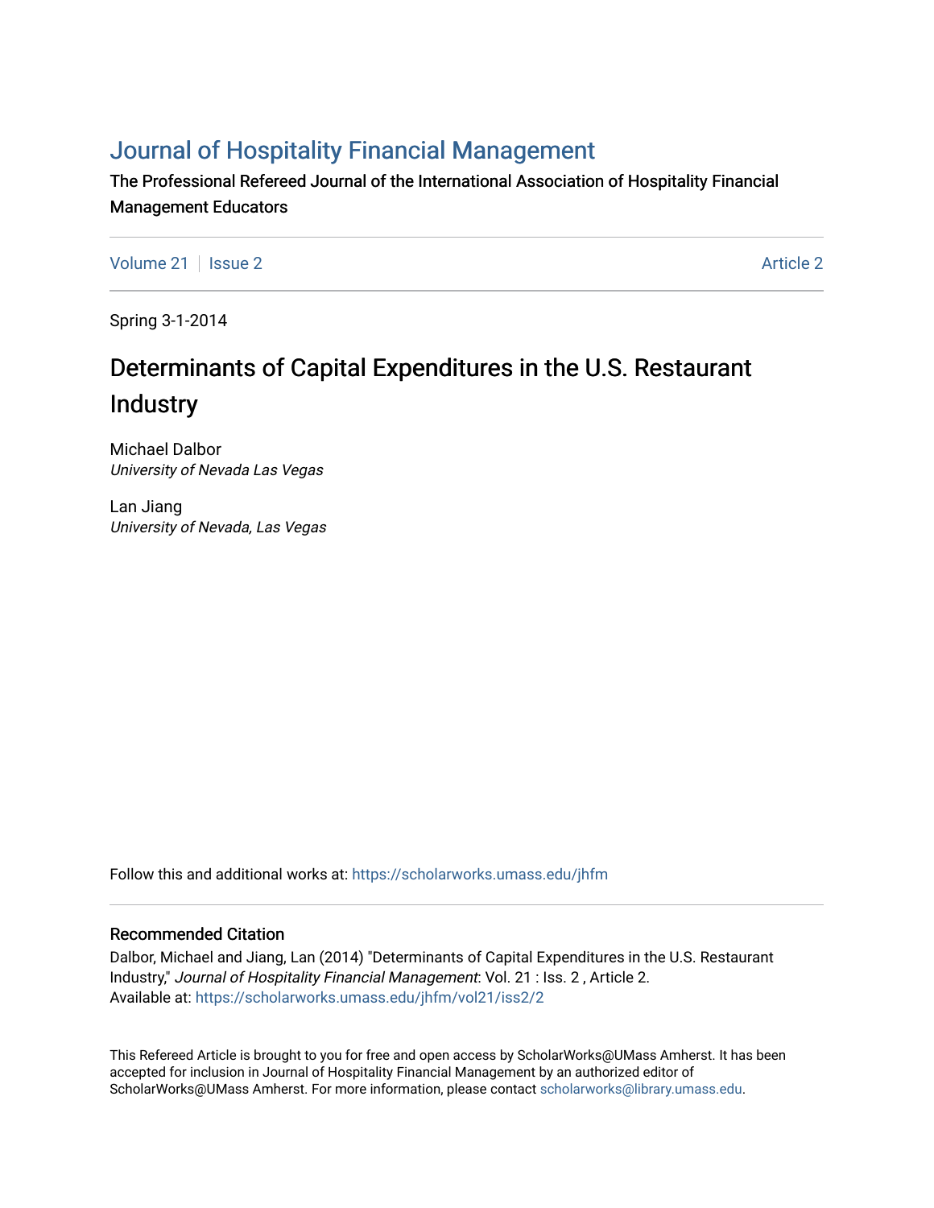# Journal of Hospitality Financial Management

The Professional Refereed Journal of the International Association of Hospitality Financial Management Educators

Volume 21 | Issue 2 Article 2

Spring 3-1-2014

## Determinants of Capital Expenditures in the U.S. Restaurant Industry

Michael Dalbor
*University of Nevada Las Vegas*

Lan Jiang
*University of Nevada, Las Vegas*

Follow this and additional works at: https://scholarworks.umass.edu/jhfm

### Recommended Citation

Dalbor, Michael and Jiang, Lan (2014) "Determinants of Capital Expenditures in the U.S. Restaurant Industry," *Journal of Hospitality Financial Management*: Vol. 21 : Iss. 2 , Article 2.
Available at: https://scholarworks.umass.edu/jhfm/vol21/iss2/2

This Refereed Article is brought to you for free and open access by ScholarWorks@UMass Amherst. It has been accepted for inclusion in Journal of Hospitality Financial Management by an authorized editor of ScholarWorks@UMass Amherst. For more information, please contact scholarworks@library.umass.edu.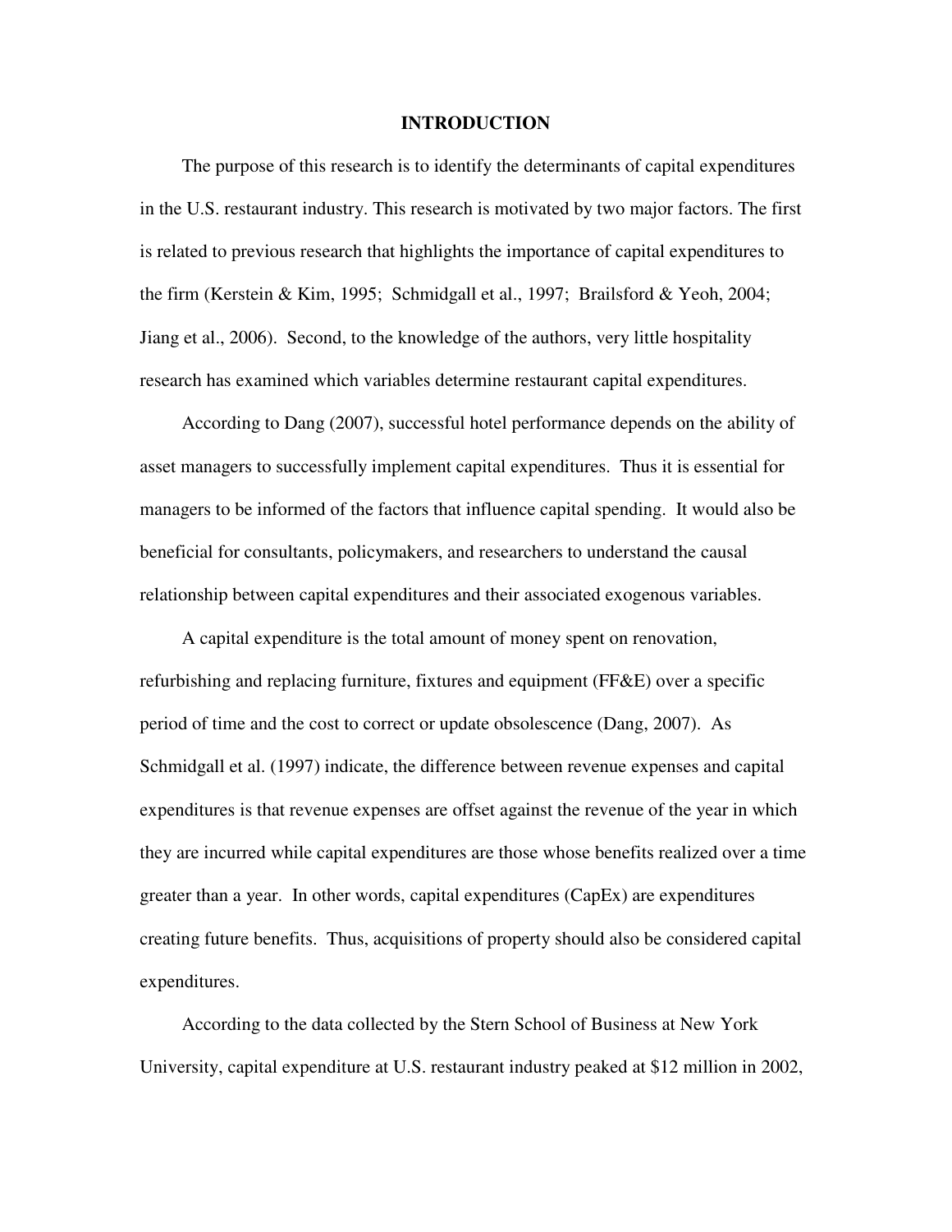# INTRODUCTION

The purpose of this research is to identify the determinants of capital expenditures in the U.S. restaurant industry. This research is motivated by two major factors. The first is related to previous research that highlights the importance of capital expenditures to the firm (Kerstein & Kim, 1995; Schmidgall et al., 1997; Brailsford & Yeoh, 2004; Jiang et al., 2006). Second, to the knowledge of the authors, very little hospitality research has examined which variables determine restaurant capital expenditures.

According to Dang (2007), successful hotel performance depends on the ability of asset managers to successfully implement capital expenditures. Thus it is essential for managers to be informed of the factors that influence capital spending. It would also be beneficial for consultants, policymakers, and researchers to understand the causal relationship between capital expenditures and their associated exogenous variables.

A capital expenditure is the total amount of money spent on renovation, refurbishing and replacing furniture, fixtures and equipment (FF&E) over a specific period of time and the cost to correct or update obsolescence (Dang, 2007). As Schmidgall et al. (1997) indicate, the difference between revenue expenses and capital expenditures is that revenue expenses are offset against the revenue of the year in which they are incurred while capital expenditures are those whose benefits realized over a time greater than a year. In other words, capital expenditures (CapEx) are expenditures creating future benefits. Thus, acquisitions of property should also be considered capital expenditures.

According to the data collected by the Stern School of Business at New York University, capital expenditure at U.S. restaurant industry peaked at $12 million in 2002,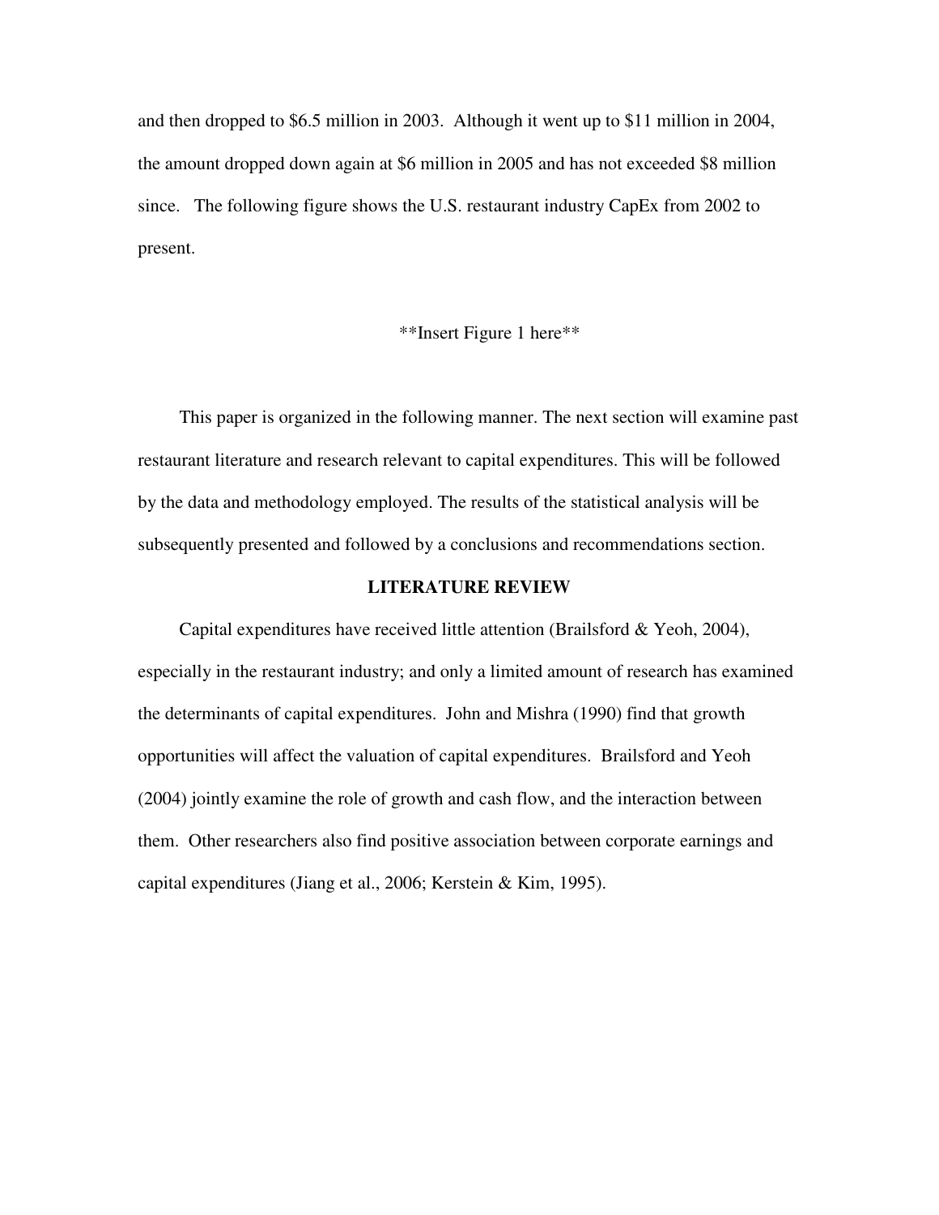and then dropped to $6.5 million in 2003. Although it went up to $11 million in 2004, the amount dropped down again at $6 million in 2005 and has not exceeded $8 million since. The following figure shows the U.S. restaurant industry CapEx from 2002 to present.

**Insert Figure 1 here**

This paper is organized in the following manner. The next section will examine past restaurant literature and research relevant to capital expenditures. This will be followed by the data and methodology employed. The results of the statistical analysis will be subsequently presented and followed by a conclusions and recommendations section.

## LITERATURE REVIEW

Capital expenditures have received little attention (Brailsford & Yeoh, 2004), especially in the restaurant industry; and only a limited amount of research has examined the determinants of capital expenditures. John and Mishra (1990) find that growth opportunities will affect the valuation of capital expenditures. Brailsford and Yeoh (2004) jointly examine the role of growth and cash flow, and the interaction between them. Other researchers also find positive association between corporate earnings and capital expenditures (Jiang et al., 2006; Kerstein & Kim, 1995).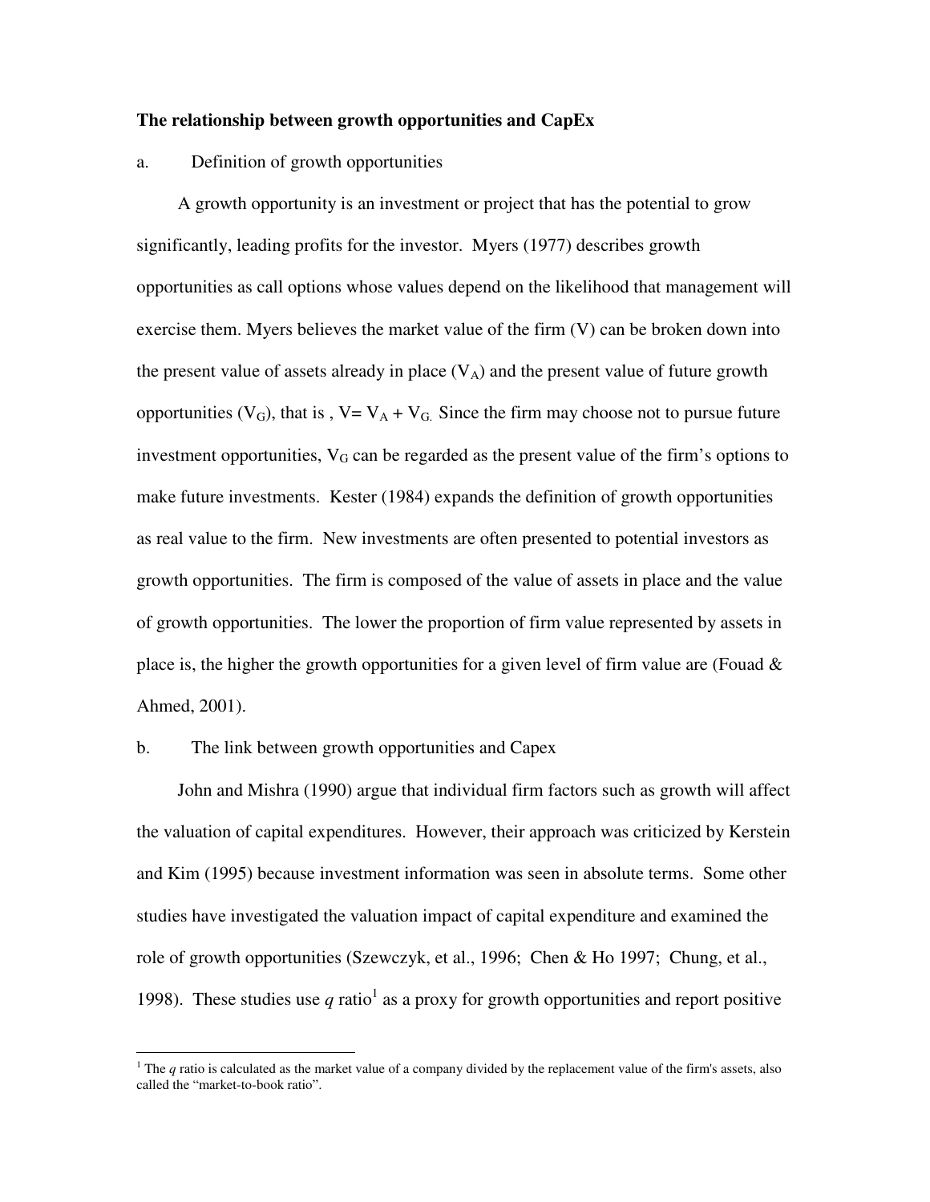**The relationship between growth opportunities and CapEx**

a. Definition of growth opportunities

A growth opportunity is an investment or project that has the potential to grow significantly, leading profits for the investor. Myers (1977) describes growth opportunities as call options whose values depend on the likelihood that management will exercise them. Myers believes the market value of the firm (V) can be broken down into the present value of assets already in place ($V_A$) and the present value of future growth opportunities ($V_G$), that is , $V = V_A + V_G$. Since the firm may choose not to pursue future investment opportunities, $V_G$ can be regarded as the present value of the firm's options to make future investments. Kester (1984) expands the definition of growth opportunities as real value to the firm. New investments are often presented to potential investors as growth opportunities. The firm is composed of the value of assets in place and the value of growth opportunities. The lower the proportion of firm value represented by assets in place is, the higher the growth opportunities for a given level of firm value are (Fouad & Ahmed, 2001).

b. The link between growth opportunities and Capex

John and Mishra (1990) argue that individual firm factors such as growth will affect the valuation of capital expenditures. However, their approach was criticized by Kerstein and Kim (1995) because investment information was seen in absolute terms. Some other studies have investigated the valuation impact of capital expenditure and examined the role of growth opportunities (Szewczyk, et al., 1996; Chen & Ho 1997; Chung, et al., 1998). These studies use *q* ratio[1] as a proxy for growth opportunities and report positive

[1] The *q* ratio is calculated as the market value of a company divided by the replacement value of the firm's assets, also called the "market-to-book ratio".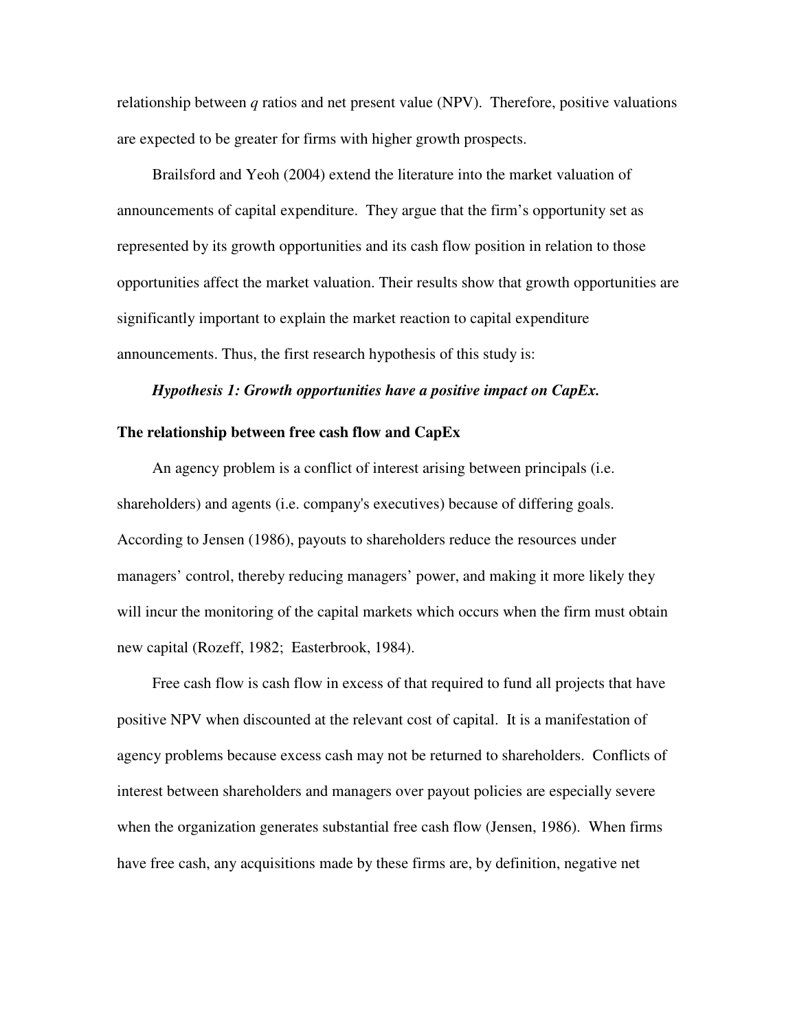relationship between $q$ ratios and net present value (NPV). Therefore, positive valuations are expected to be greater for firms with higher growth prospects.

Brailsford and Yeoh (2004) extend the literature into the market valuation of announcements of capital expenditure. They argue that the firm's opportunity set as represented by its growth opportunities and its cash flow position in relation to those opportunities affect the market valuation. Their results show that growth opportunities are significantly important to explain the market reaction to capital expenditure announcements. Thus, the first research hypothesis of this study is:

***Hypothesis 1: Growth opportunities have a positive impact on CapEx.***

**The relationship between free cash flow and CapEx**

An agency problem is a conflict of interest arising between principals (i.e. shareholders) and agents (i.e. company's executives) because of differing goals. According to Jensen (1986), payouts to shareholders reduce the resources under managers' control, thereby reducing managers' power, and making it more likely they will incur the monitoring of the capital markets which occurs when the firm must obtain new capital (Rozeff, 1982; Easterbrook, 1984).

Free cash flow is cash flow in excess of that required to fund all projects that have positive NPV when discounted at the relevant cost of capital. It is a manifestation of agency problems because excess cash may not be returned to shareholders. Conflicts of interest between shareholders and managers over payout policies are especially severe when the organization generates substantial free cash flow (Jensen, 1986). When firms have free cash, any acquisitions made by these firms are, by definition, negative net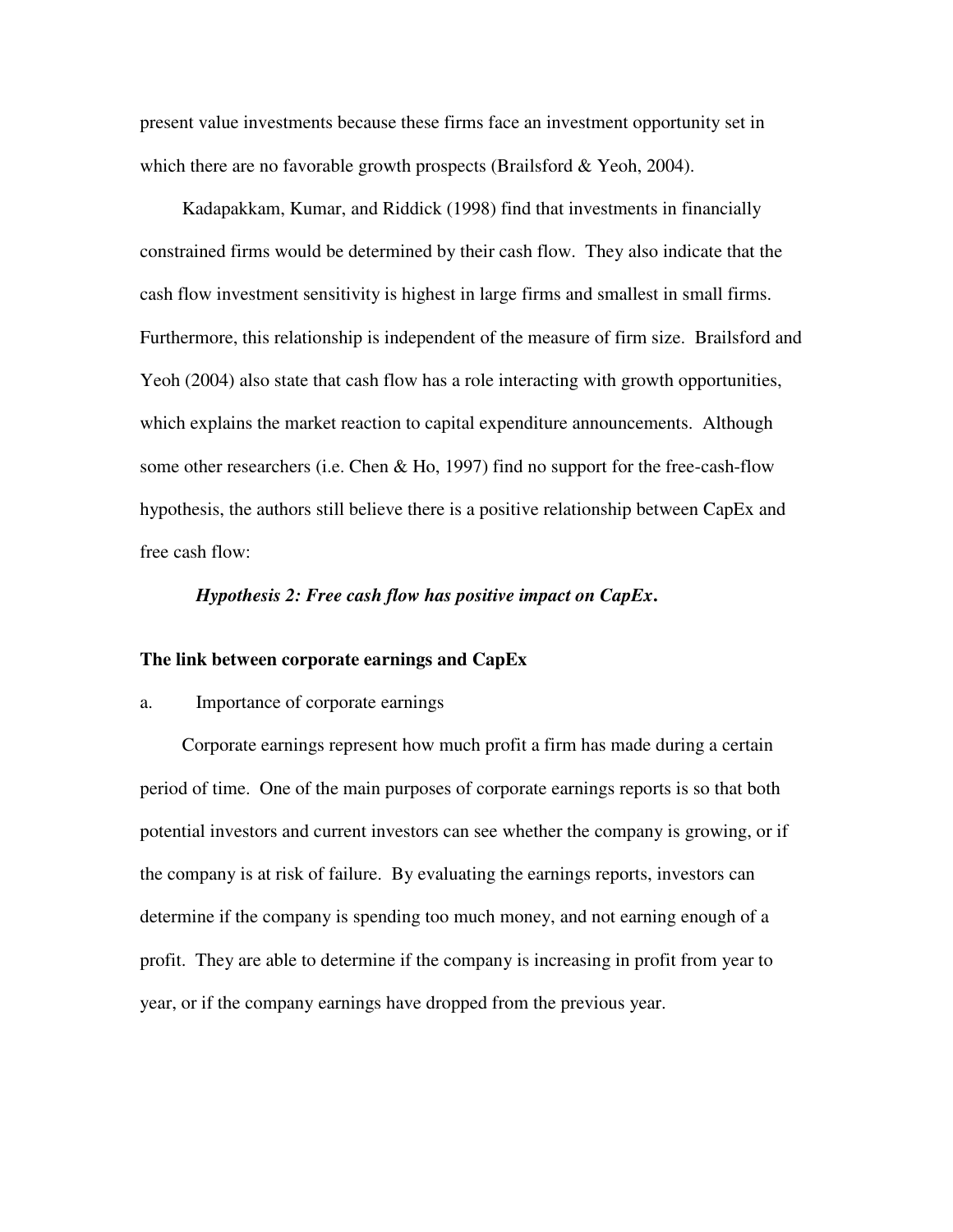present value investments because these firms face an investment opportunity set in which there are no favorable growth prospects (Brailsford & Yeoh, 2004).

Kadapakkam, Kumar, and Riddick (1998) find that investments in financially constrained firms would be determined by their cash flow. They also indicate that the cash flow investment sensitivity is highest in large firms and smallest in small firms. Furthermore, this relationship is independent of the measure of firm size. Brailsford and Yeoh (2004) also state that cash flow has a role interacting with growth opportunities, which explains the market reaction to capital expenditure announcements. Although some other researchers (i.e. Chen & Ho, 1997) find no support for the free-cash-flow hypothesis, the authors still believe there is a positive relationship between CapEx and free cash flow:

***Hypothesis 2: Free cash flow has positive impact on CapEx.***

**The link between corporate earnings and CapEx**

a. Importance of corporate earnings

Corporate earnings represent how much profit a firm has made during a certain period of time. One of the main purposes of corporate earnings reports is so that both potential investors and current investors can see whether the company is growing, or if the company is at risk of failure. By evaluating the earnings reports, investors can determine if the company is spending too much money, and not earning enough of a profit. They are able to determine if the company is increasing in profit from year to year, or if the company earnings have dropped from the previous year.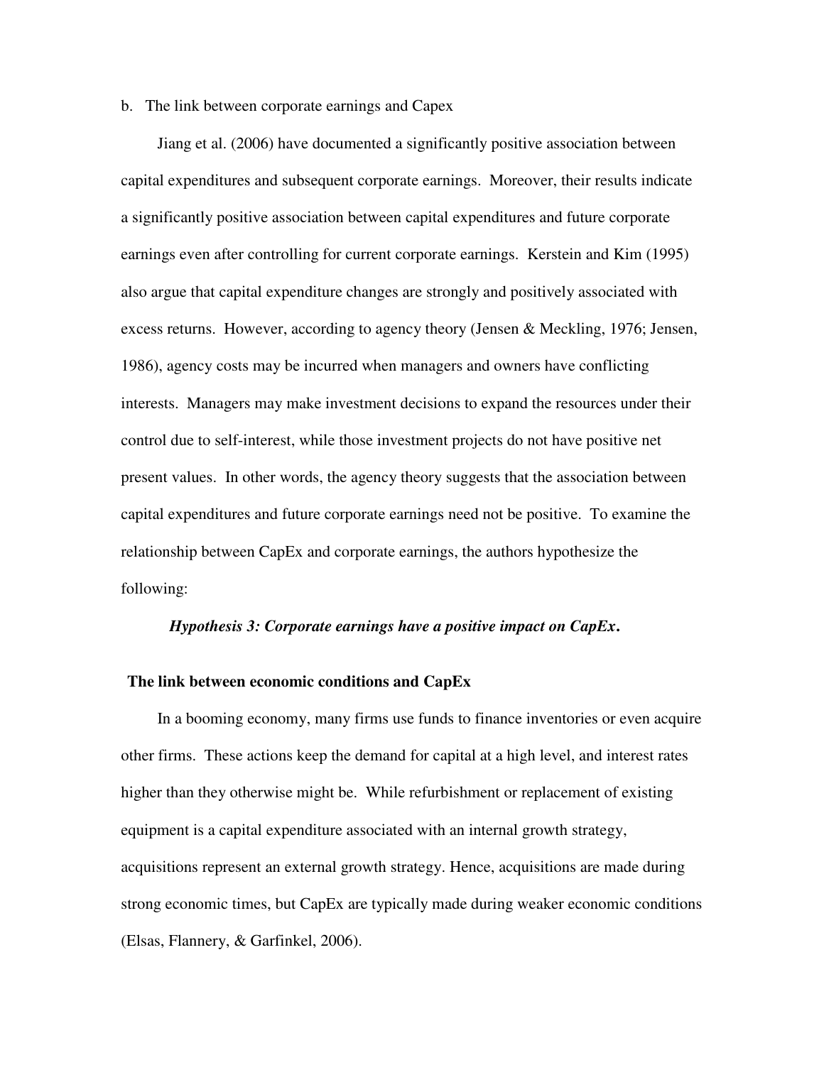b. The link between corporate earnings and Capex

Jiang et al. (2006) have documented a significantly positive association between capital expenditures and subsequent corporate earnings. Moreover, their results indicate a significantly positive association between capital expenditures and future corporate earnings even after controlling for current corporate earnings. Kerstein and Kim (1995) also argue that capital expenditure changes are strongly and positively associated with excess returns. However, according to agency theory (Jensen & Meckling, 1976; Jensen, 1986), agency costs may be incurred when managers and owners have conflicting interests. Managers may make investment decisions to expand the resources under their control due to self-interest, while those investment projects do not have positive net present values. In other words, the agency theory suggests that the association between capital expenditures and future corporate earnings need not be positive. To examine the relationship between CapEx and corporate earnings, the authors hypothesize the following:

***Hypothesis 3: Corporate earnings have a positive impact on CapEx.***

**The link between economic conditions and CapEx**

In a booming economy, many firms use funds to finance inventories or even acquire other firms. These actions keep the demand for capital at a high level, and interest rates higher than they otherwise might be. While refurbishment or replacement of existing equipment is a capital expenditure associated with an internal growth strategy, acquisitions represent an external growth strategy. Hence, acquisitions are made during strong economic times, but CapEx are typically made during weaker economic conditions (Elsas, Flannery, & Garfinkel, 2006).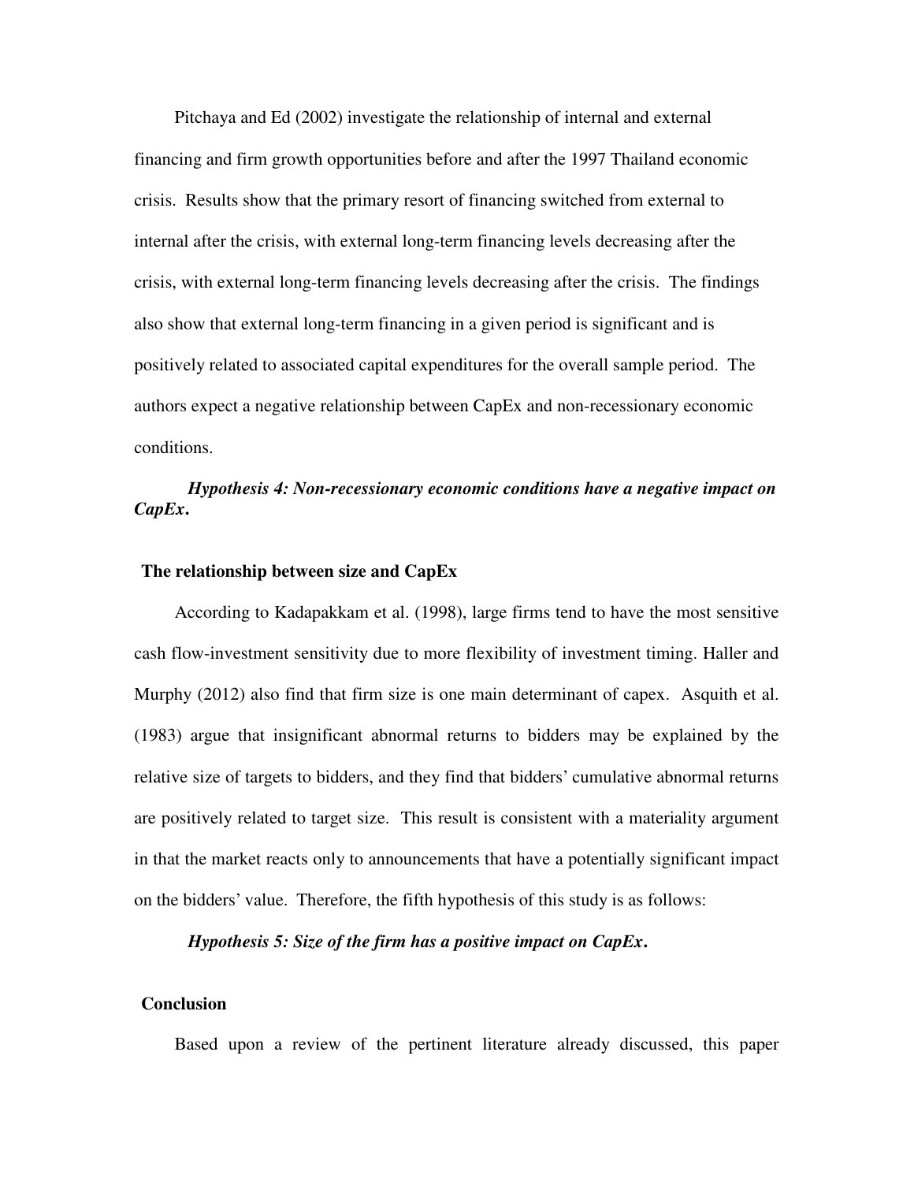Pitchaya and Ed (2002) investigate the relationship of internal and external financing and firm growth opportunities before and after the 1997 Thailand economic crisis. Results show that the primary resort of financing switched from external to internal after the crisis, with external long-term financing levels decreasing after the crisis, with external long-term financing levels decreasing after the crisis. The findings also show that external long-term financing in a given period is significant and is positively related to associated capital expenditures for the overall sample period. The authors expect a negative relationship between CapEx and non-recessionary economic conditions.

***Hypothesis 4: Non-recessionary economic conditions have a negative impact on CapEx.***

**The relationship between size and CapEx**

According to Kadapakkam et al. (1998), large firms tend to have the most sensitive cash flow-investment sensitivity due to more flexibility of investment timing. Haller and Murphy (2012) also find that firm size is one main determinant of capex. Asquith et al. (1983) argue that insignificant abnormal returns to bidders may be explained by the relative size of targets to bidders, and they find that bidders' cumulative abnormal returns are positively related to target size. This result is consistent with a materiality argument in that the market reacts only to announcements that have a potentially significant impact on the bidders' value. Therefore, the fifth hypothesis of this study is as follows:

***Hypothesis 5: Size of the firm has a positive impact on CapEx.***

**Conclusion**

Based upon a review of the pertinent literature already discussed, this paper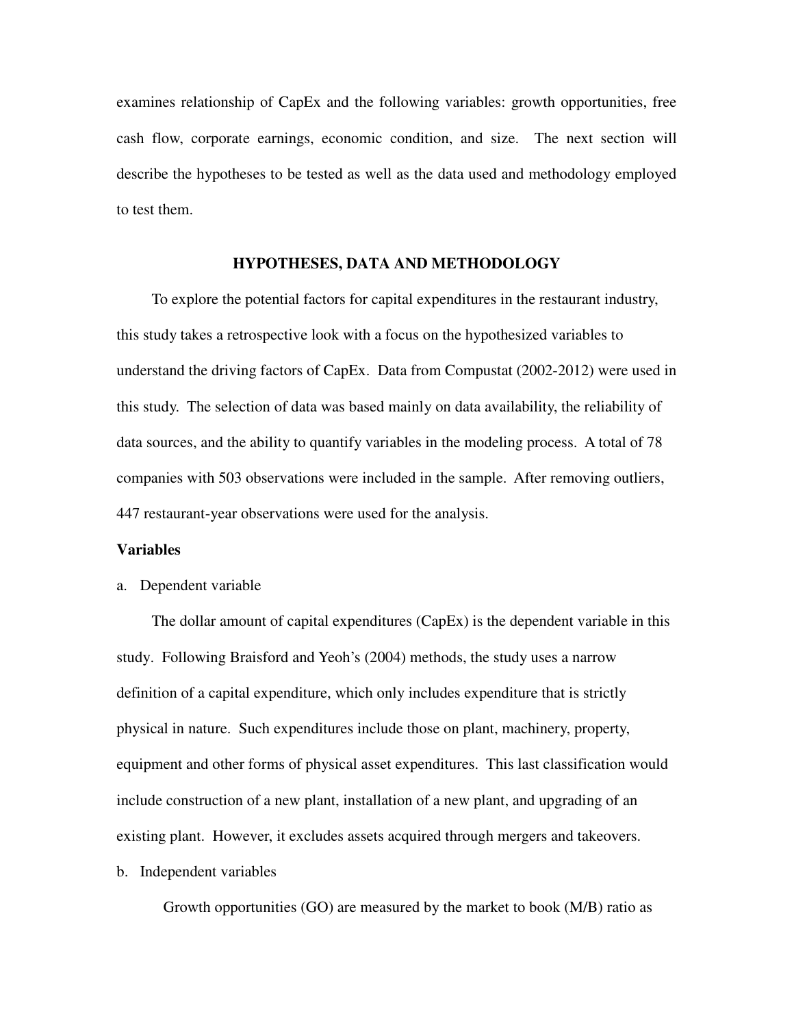examines relationship of CapEx and the following variables: growth opportunities, free cash flow, corporate earnings, economic condition, and size. The next section will describe the hypotheses to be tested as well as the data used and methodology employed to test them.

## HYPOTHESES, DATA AND METHODOLOGY

To explore the potential factors for capital expenditures in the restaurant industry, this study takes a retrospective look with a focus on the hypothesized variables to understand the driving factors of CapEx. Data from Compustat (2002-2012) were used in this study. The selection of data was based mainly on data availability, the reliability of data sources, and the ability to quantify variables in the modeling process. A total of 78 companies with 503 observations were included in the sample. After removing outliers, 447 restaurant-year observations were used for the analysis.

### Variables

a. Dependent variable

The dollar amount of capital expenditures (CapEx) is the dependent variable in this study. Following Braisford and Yeoh's (2004) methods, the study uses a narrow definition of a capital expenditure, which only includes expenditure that is strictly physical in nature. Such expenditures include those on plant, machinery, property, equipment and other forms of physical asset expenditures. This last classification would include construction of a new plant, installation of a new plant, and upgrading of an existing plant. However, it excludes assets acquired through mergers and takeovers.

b. Independent variables

Growth opportunities (GO) are measured by the market to book (M/B) ratio as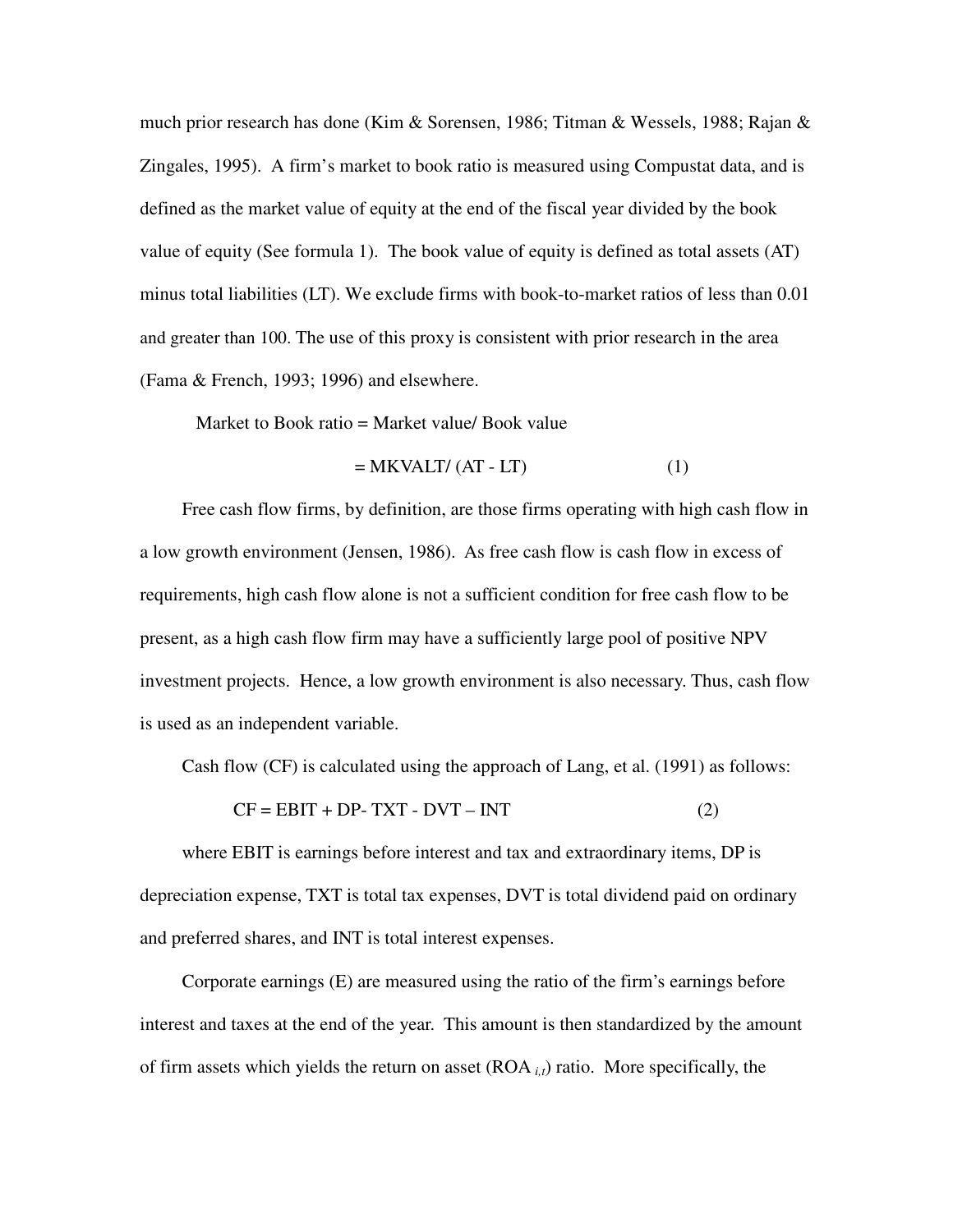much prior research has done (Kim & Sorensen, 1986; Titman & Wessels, 1988; Rajan & Zingales, 1995). A firm's market to book ratio is measured using Compustat data, and is defined as the market value of equity at the end of the fiscal year divided by the book value of equity (See formula 1). The book value of equity is defined as total assets (AT) minus total liabilities (LT). We exclude firms with book-to-market ratios of less than 0.01 and greater than 100. The use of this proxy is consistent with prior research in the area (Fama & French, 1993; 1996) and elsewhere.

$$\text{Market to Book ratio} = \text{Market value} / \text{Book value}$$

$$= \text{MKVALT} / (\text{AT} - \text{LT}) \qquad (1)$$

Free cash flow firms, by definition, are those firms operating with high cash flow in a low growth environment (Jensen, 1986). As free cash flow is cash flow in excess of requirements, high cash flow alone is not a sufficient condition for free cash flow to be present, as a high cash flow firm may have a sufficiently large pool of positive NPV investment projects. Hence, a low growth environment is also necessary. Thus, cash flow is used as an independent variable.

Cash flow (CF) is calculated using the approach of Lang, et al. (1991) as follows:

$$\text{CF} = \text{EBIT} + \text{DP} - \text{TXT} - \text{DVT} - \text{INT} \qquad (2)$$

where EBIT is earnings before interest and tax and extraordinary items, DP is depreciation expense, TXT is total tax expenses, DVT is total dividend paid on ordinary and preferred shares, and INT is total interest expenses.

Corporate earnings (E) are measured using the ratio of the firm's earnings before interest and taxes at the end of the year. This amount is then standardized by the amount of firm assets which yields the return on asset ($ROA_{i,t}$) ratio. More specifically, the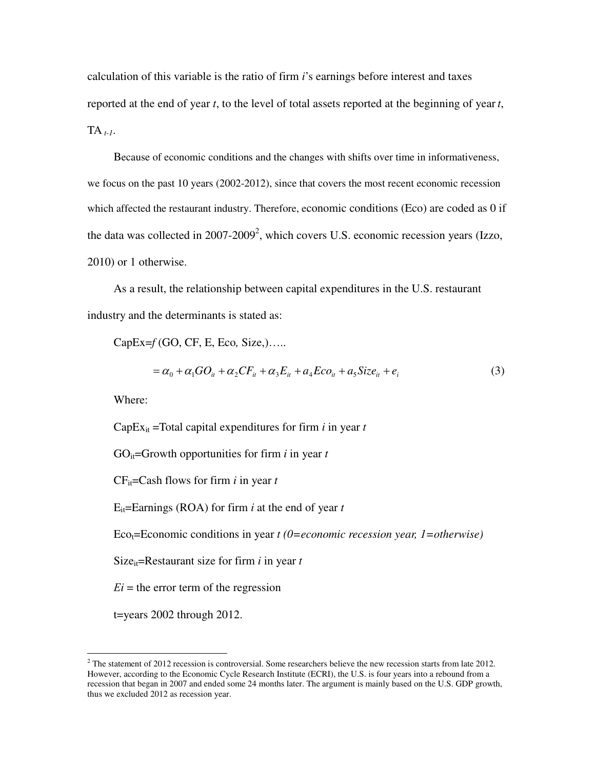calculation of this variable is the ratio of firm *i*'s earnings before interest and taxes reported at the end of year *t*, to the level of total assets reported at the beginning of year *t*, $TA_{t-1}$.

Because of economic conditions and the changes with shifts over time in informativeness, we focus on the past 10 years (2002-2012), since that covers the most recent economic recession which affected the restaurant industry. Therefore, economic conditions (Eco) are coded as 0 if the data was collected in 2007-2009[2], which covers U.S. economic recession years (Izzo, 2010) or 1 otherwise.

As a result, the relationship between capital expenditures in the U.S. restaurant industry and the determinants is stated as:

CapEx=*f* (GO, CF, E, Eco, Size,)…..

$$= \alpha_0 + \alpha_1 GO_{it} + \alpha_2 CF_{it} + \alpha_3 E_{it} + a_4 Eco_{it} + a_5 Size_{it} + e_i \quad (3)$$

Where:

$CapEx_{it}$ =Total capital expenditures for firm *i* in year *t*

$GO_{it}$=Growth opportunities for firm *i* in year *t*

$CF_{it}$=Cash flows for firm *i* in year *t*

$E_{it}$=Earnings (ROA) for firm *i* at the end of year *t*

$Eco_t$=Economic conditions in year *t (0=economic recession year, 1=otherwise)*

$Size_{it}$=Restaurant size for firm *i* in year *t*

*Ei* = the error term of the regression

t=years 2002 through 2012.

---

[2] The statement of 2012 recession is controversial. Some researchers believe the new recession starts from late 2012. However, according to the Economic Cycle Research Institute (ECRI), the U.S. is four years into a rebound from a recession that began in 2007 and ended some 24 months later. The argument is mainly based on the U.S. GDP growth, thus we excluded 2012 as recession year.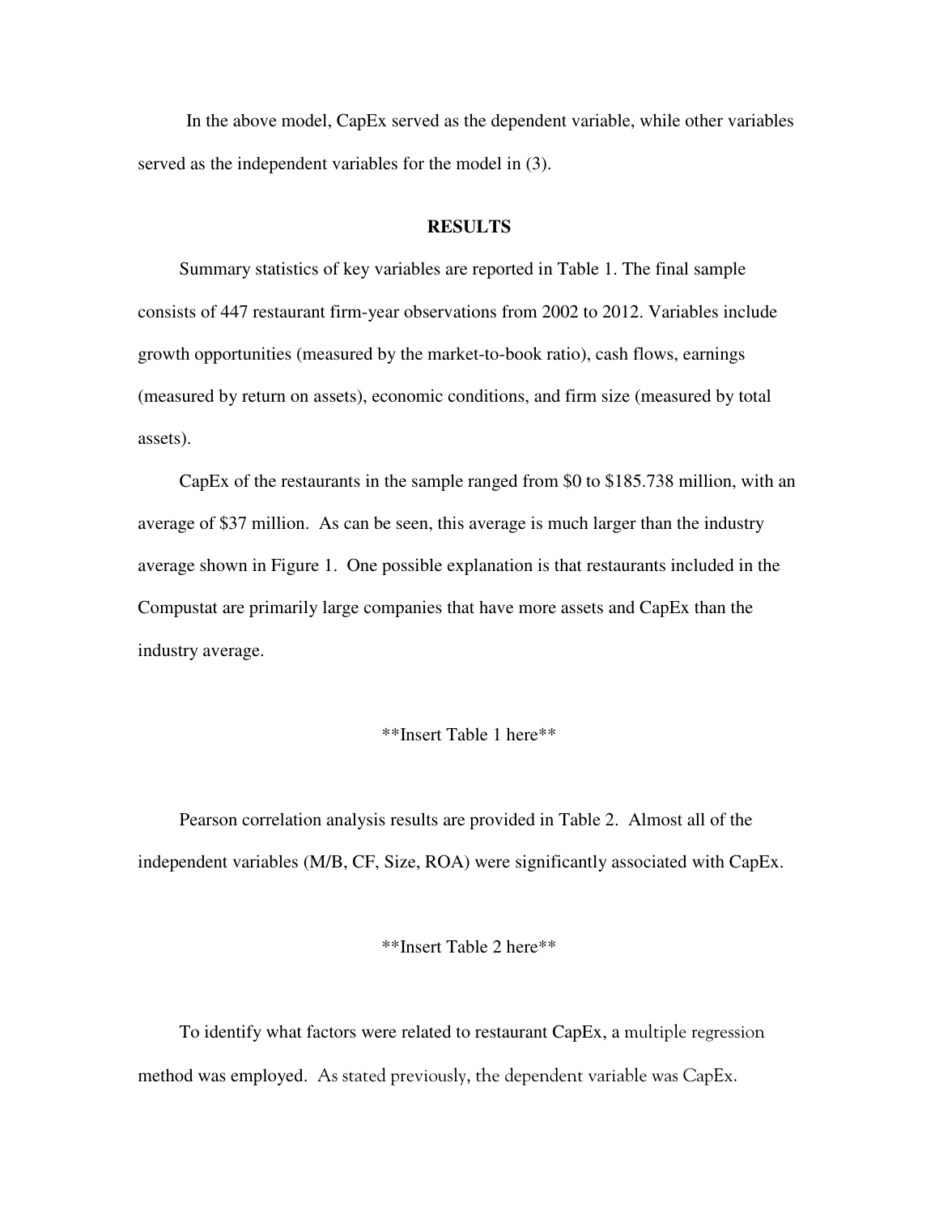In the above model, CapEx served as the dependent variable, while other variables served as the independent variables for the model in (3).

## RESULTS

Summary statistics of key variables are reported in Table 1. The final sample consists of 447 restaurant firm-year observations from 2002 to 2012. Variables include growth opportunities (measured by the market-to-book ratio), cash flows, earnings (measured by return on assets), economic conditions, and firm size (measured by total assets).

CapEx of the restaurants in the sample ranged from $0 to $185.738 million, with an average of $37 million. As can be seen, this average is much larger than the industry average shown in Figure 1. One possible explanation is that restaurants included in the Compustat are primarily large companies that have more assets and CapEx than the industry average.

**Insert Table 1 here**

Pearson correlation analysis results are provided in Table 2. Almost all of the independent variables (M/B, CF, Size, ROA) were significantly associated with CapEx.

**Insert Table 2 here**

To identify what factors were related to restaurant CapEx, a multiple regression method was employed. As stated previously, the dependent variable was CapEx.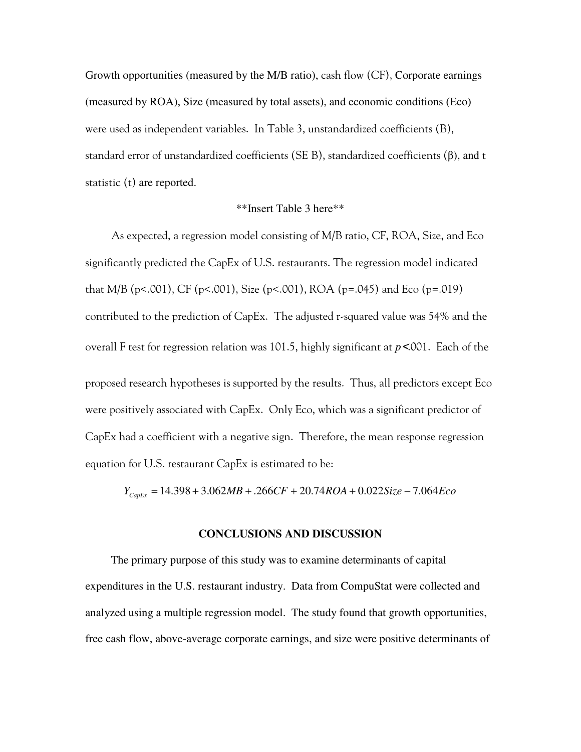Growth opportunities (measured by the M/B ratio), cash flow (CF), Corporate earnings (measured by ROA), Size (measured by total assets), and economic conditions (Eco) were used as independent variables. In Table 3, unstandardized coefficients (B), standard error of unstandardized coefficients (SE B), standardized coefficients (β), and t statistic (t) are reported.

**Insert Table 3 here**

As expected, a regression model consisting of M/B ratio, CF, ROA, Size, and Eco significantly predicted the CapEx of U.S. restaurants. The regression model indicated that M/B ($p<.001$), CF ($p<.001$), Size ($p<.001$), ROA ($p=.045$) and Eco ($p=.019$) contributed to the prediction of CapEx. The adjusted r-squared value was 54% and the overall F test for regression relation was 101.5, highly significant at $p<.001$. Each of the proposed research hypotheses is supported by the results. Thus, all predictors except Eco were positively associated with CapEx. Only Eco, which was a significant predictor of CapEx had a coefficient with a negative sign. Therefore, the mean response regression equation for U.S. restaurant CapEx is estimated to be:

$$Y_{CapEx} = 14.398 + 3.062MB + .266CF + 20.74ROA + 0.022Size - 7.064Eco$$

## CONCLUSIONS AND DISCUSSION

The primary purpose of this study was to examine determinants of capital expenditures in the U.S. restaurant industry. Data from CompuStat were collected and analyzed using a multiple regression model. The study found that growth opportunities, free cash flow, above-average corporate earnings, and size were positive determinants of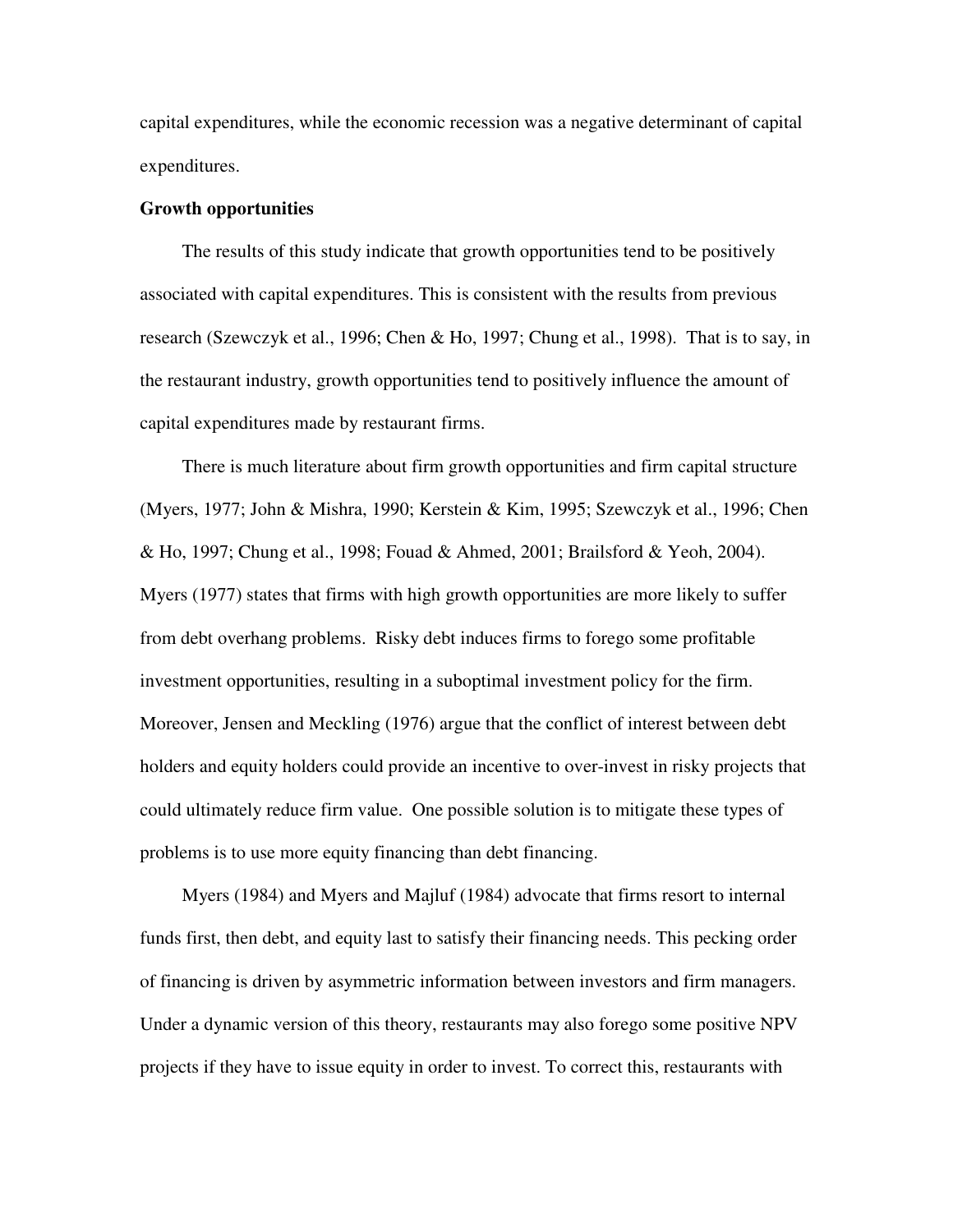capital expenditures, while the economic recession was a negative determinant of capital expenditures.

**Growth opportunities**

The results of this study indicate that growth opportunities tend to be positively associated with capital expenditures. This is consistent with the results from previous research (Szewczyk et al., 1996; Chen & Ho, 1997; Chung et al., 1998). That is to say, in the restaurant industry, growth opportunities tend to positively influence the amount of capital expenditures made by restaurant firms.

There is much literature about firm growth opportunities and firm capital structure (Myers, 1977; John & Mishra, 1990; Kerstein & Kim, 1995; Szewczyk et al., 1996; Chen & Ho, 1997; Chung et al., 1998; Fouad & Ahmed, 2001; Brailsford & Yeoh, 2004). Myers (1977) states that firms with high growth opportunities are more likely to suffer from debt overhang problems. Risky debt induces firms to forego some profitable investment opportunities, resulting in a suboptimal investment policy for the firm. Moreover, Jensen and Meckling (1976) argue that the conflict of interest between debt holders and equity holders could provide an incentive to over-invest in risky projects that could ultimately reduce firm value. One possible solution is to mitigate these types of problems is to use more equity financing than debt financing.

Myers (1984) and Myers and Majluf (1984) advocate that firms resort to internal funds first, then debt, and equity last to satisfy their financing needs. This pecking order of financing is driven by asymmetric information between investors and firm managers. Under a dynamic version of this theory, restaurants may also forego some positive NPV projects if they have to issue equity in order to invest. To correct this, restaurants with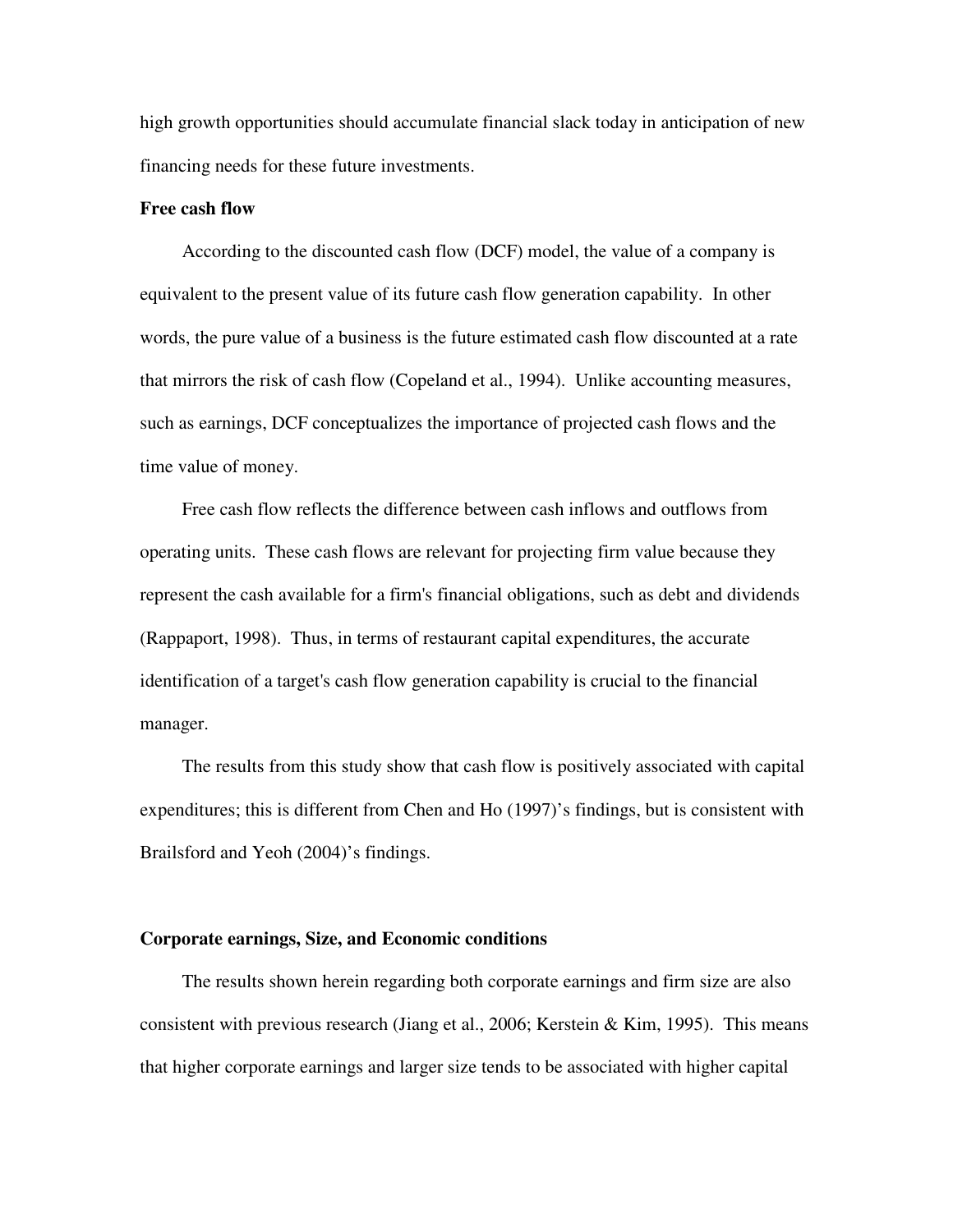high growth opportunities should accumulate financial slack today in anticipation of new financing needs for these future investments.

**Free cash flow**

According to the discounted cash flow (DCF) model, the value of a company is equivalent to the present value of its future cash flow generation capability. In other words, the pure value of a business is the future estimated cash flow discounted at a rate that mirrors the risk of cash flow (Copeland et al., 1994). Unlike accounting measures, such as earnings, DCF conceptualizes the importance of projected cash flows and the time value of money.

Free cash flow reflects the difference between cash inflows and outflows from operating units. These cash flows are relevant for projecting firm value because they represent the cash available for a firm's financial obligations, such as debt and dividends (Rappaport, 1998). Thus, in terms of restaurant capital expenditures, the accurate identification of a target's cash flow generation capability is crucial to the financial manager.

The results from this study show that cash flow is positively associated with capital expenditures; this is different from Chen and Ho (1997)'s findings, but is consistent with Brailsford and Yeoh (2004)'s findings.

**Corporate earnings, Size, and Economic conditions**

The results shown herein regarding both corporate earnings and firm size are also consistent with previous research (Jiang et al., 2006; Kerstein & Kim, 1995). This means that higher corporate earnings and larger size tends to be associated with higher capital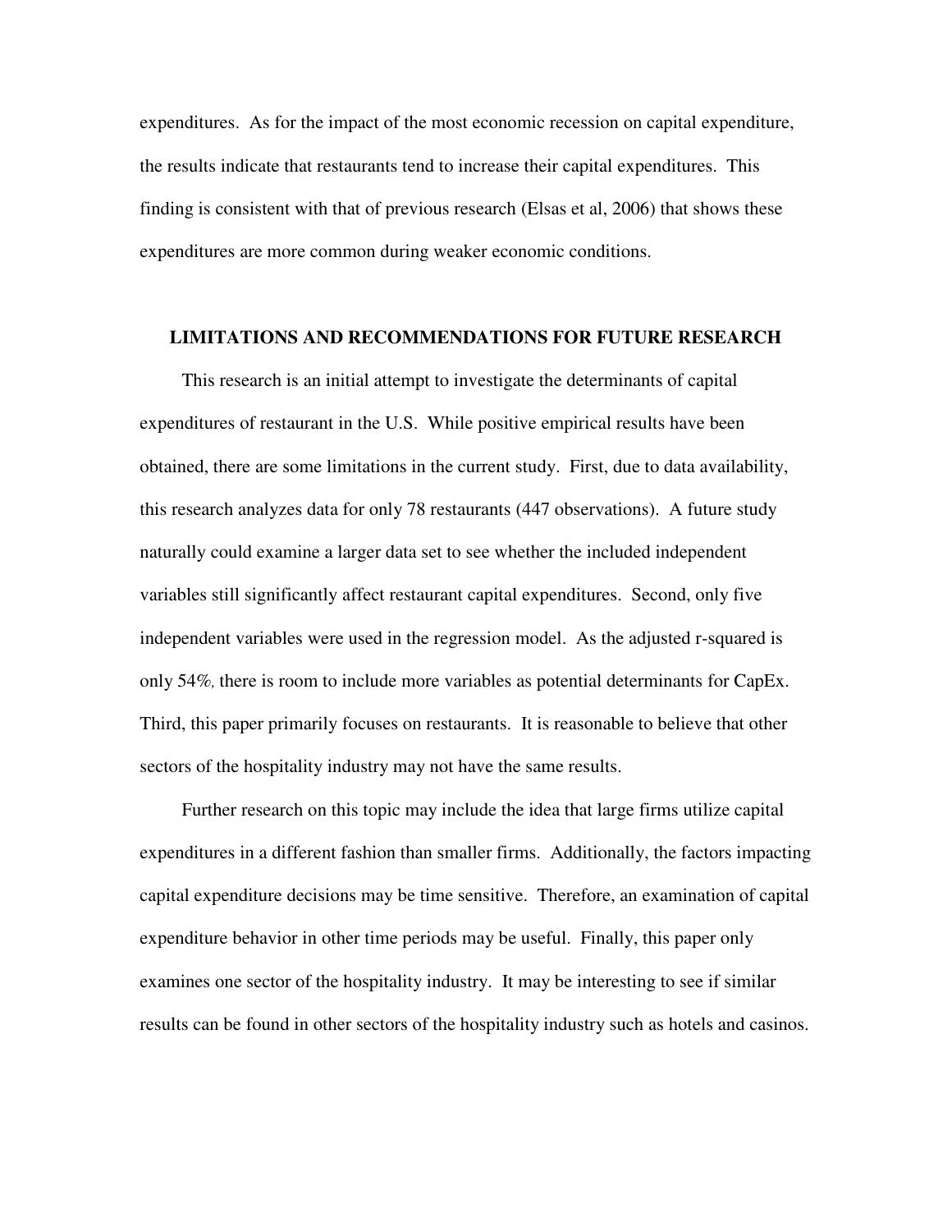expenditures. As for the impact of the most economic recession on capital expenditure, the results indicate that restaurants tend to increase their capital expenditures. This finding is consistent with that of previous research (Elsas et al, 2006) that shows these expenditures are more common during weaker economic conditions.

## LIMITATIONS AND RECOMMENDATIONS FOR FUTURE RESEARCH

This research is an initial attempt to investigate the determinants of capital expenditures of restaurant in the U.S. While positive empirical results have been obtained, there are some limitations in the current study. First, due to data availability, this research analyzes data for only 78 restaurants (447 observations). A future study naturally could examine a larger data set to see whether the included independent variables still significantly affect restaurant capital expenditures. Second, only five independent variables were used in the regression model. As the adjusted r-squared is only 54%*,* there is room to include more variables as potential determinants for CapEx. Third, this paper primarily focuses on restaurants. It is reasonable to believe that other sectors of the hospitality industry may not have the same results.

Further research on this topic may include the idea that large firms utilize capital expenditures in a different fashion than smaller firms. Additionally, the factors impacting capital expenditure decisions may be time sensitive. Therefore, an examination of capital expenditure behavior in other time periods may be useful. Finally, this paper only examines one sector of the hospitality industry. It may be interesting to see if similar results can be found in other sectors of the hospitality industry such as hotels and casinos.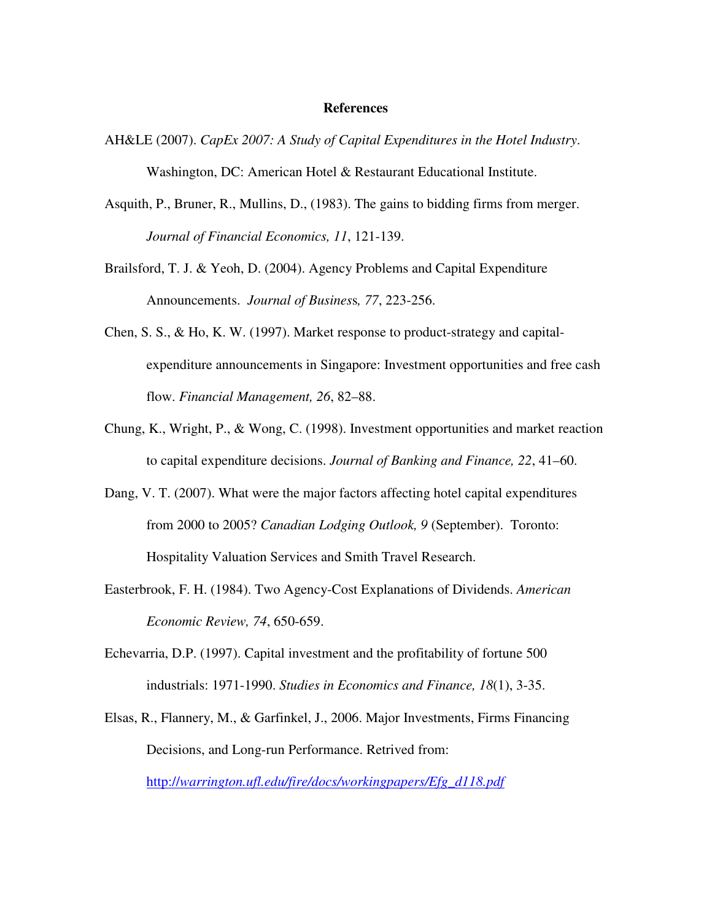**References**

AH&LE (2007). *CapEx 2007: A Study of Capital Expenditures in the Hotel Industry*. Washington, DC: American Hotel & Restaurant Educational Institute.

Asquith, P., Bruner, R., Mullins, D., (1983). The gains to bidding firms from merger. *Journal of Financial Economics, 11*, 121-139.

Brailsford, T. J. & Yeoh, D. (2004). Agency Problems and Capital Expenditure Announcements. *Journal of Business, 77*, 223-256.

Chen, S. S., & Ho, K. W. (1997). Market response to product-strategy and capital-expenditure announcements in Singapore: Investment opportunities and free cash flow. *Financial Management, 26*, 82–88.

Chung, K., Wright, P., & Wong, C. (1998). Investment opportunities and market reaction to capital expenditure decisions. *Journal of Banking and Finance, 22*, 41–60.

Dang, V. T. (2007). What were the major factors affecting hotel capital expenditures from 2000 to 2005? *Canadian Lodging Outlook, 9* (September). Toronto: Hospitality Valuation Services and Smith Travel Research.

Easterbrook, F. H. (1984). Two Agency-Cost Explanations of Dividends. *American Economic Review, 74*, 650-659.

Echevarria, D.P. (1997). Capital investment and the profitability of fortune 500 industrials: 1971-1990. *Studies in Economics and Finance, 18*(1), 3-35.

Elsas, R., Flannery, M., & Garfinkel, J., 2006. Major Investments, Firms Financing Decisions, and Long-run Performance. Retrieved from: [http://warrington.ufl.edu/fire/docs/workingpapers/Efg_d118.pdf](http://warrington.ufl.edu/fire/docs/workingpapers/Efg_d118.pdf)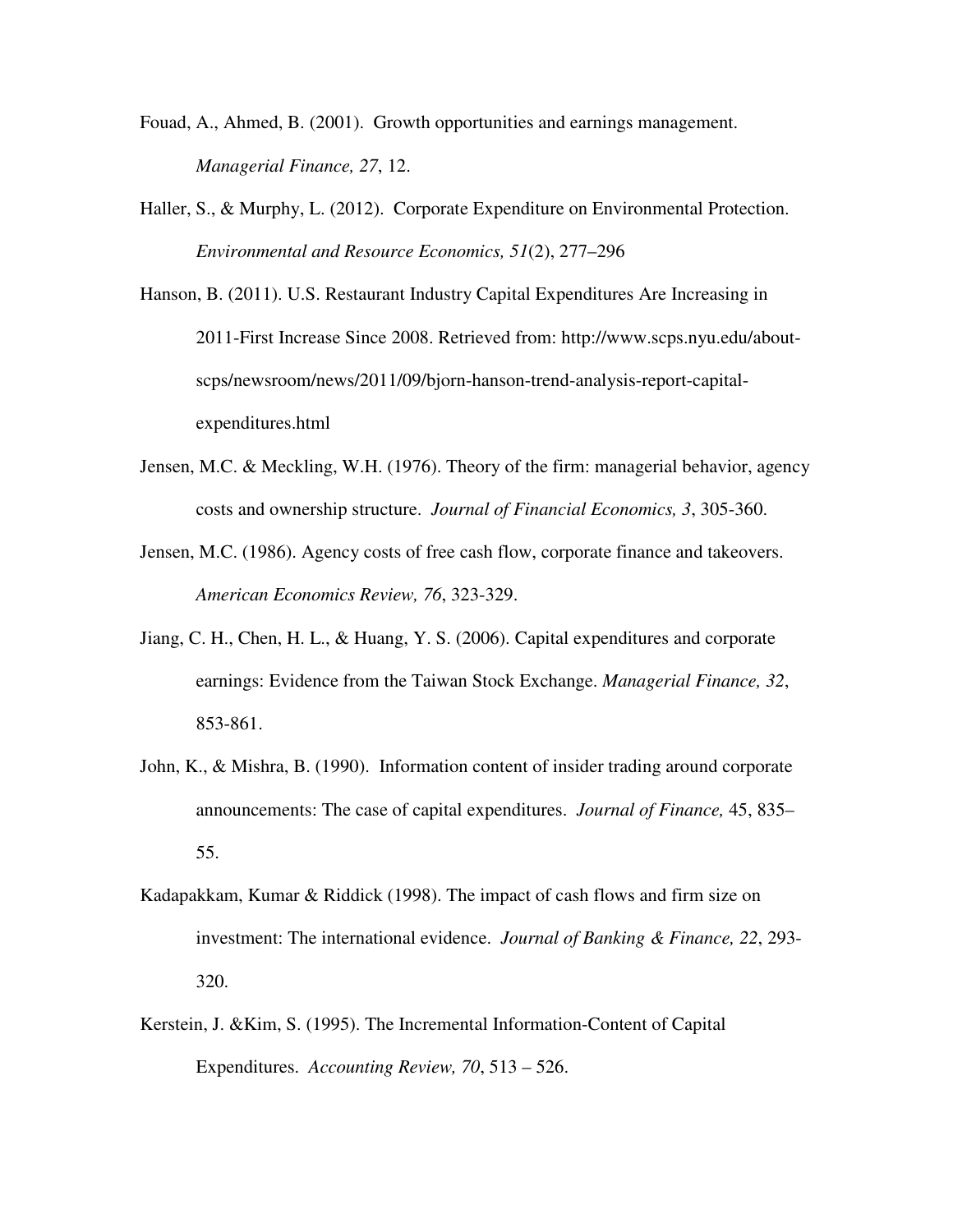Fouad, A., Ahmed, B. (2001). Growth opportunities and earnings management. *Managerial Finance, 27*, 12.

Haller, S., & Murphy, L. (2012). Corporate Expenditure on Environmental Protection. *Environmental and Resource Economics, 51*(2), 277–296

Hanson, B. (2011). U.S. Restaurant Industry Capital Expenditures Are Increasing in 2011-First Increase Since 2008. Retrieved from: http://www.scps.nyu.edu/about-scps/newsroom/news/2011/09/bjorn-hanson-trend-analysis-report-capital-expenditures.html

Jensen, M.C. & Meckling, W.H. (1976). Theory of the firm: managerial behavior, agency costs and ownership structure. *Journal of Financial Economics, 3*, 305-360.

Jensen, M.C. (1986). Agency costs of free cash flow, corporate finance and takeovers. *American Economics Review, 76*, 323-329.

Jiang, C. H., Chen, H. L., & Huang, Y. S. (2006). Capital expenditures and corporate earnings: Evidence from the Taiwan Stock Exchange. *Managerial Finance, 32*, 853-861.

John, K., & Mishra, B. (1990). Information content of insider trading around corporate announcements: The case of capital expenditures. *Journal of Finance,* 45, 835–55.

Kadapakkam, Kumar & Riddick (1998). The impact of cash flows and firm size on investment: The international evidence. *Journal of Banking & Finance, 22*, 293-320.

Kerstein, J. &Kim, S. (1995). The Incremental Information-Content of Capital Expenditures. *Accounting Review, 70*, 513 – 526.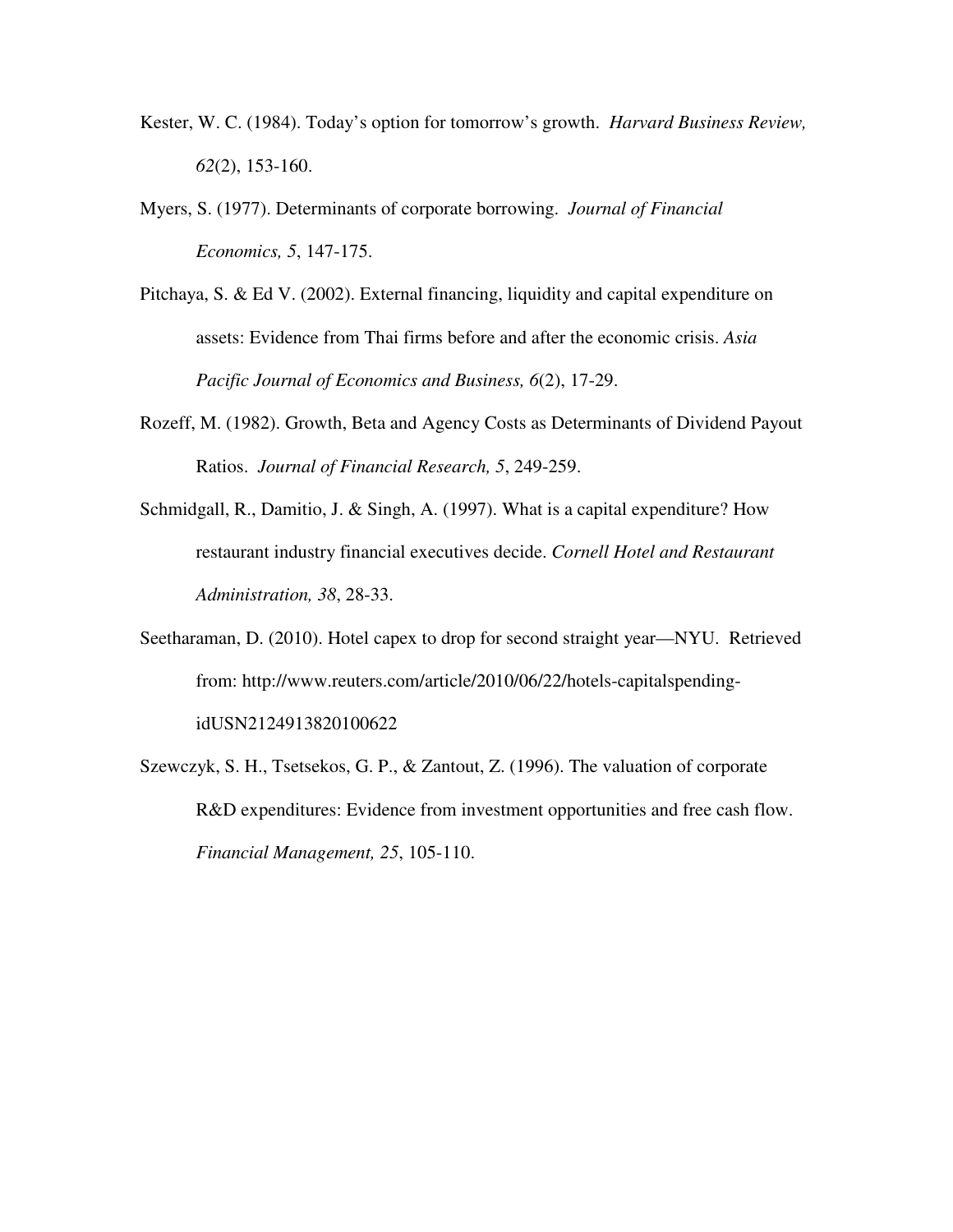Kester, W. C. (1984). Today's option for tomorrow's growth. *Harvard Business Review, 62*(2), 153-160.

Myers, S. (1977). Determinants of corporate borrowing. *Journal of Financial Economics, 5*, 147-175.

Pitchaya, S. & Ed V. (2002). External financing, liquidity and capital expenditure on assets: Evidence from Thai firms before and after the economic crisis. *Asia Pacific Journal of Economics and Business, 6*(2), 17-29.

Rozeff, M. (1982). Growth, Beta and Agency Costs as Determinants of Dividend Payout Ratios. *Journal of Financial Research, 5*, 249-259.

Schmidgall, R., Damitio, J. & Singh, A. (1997). What is a capital expenditure? How restaurant industry financial executives decide. *Cornell Hotel and Restaurant Administration, 38*, 28-33.

Seetharaman, D. (2010). Hotel capex to drop for second straight year—NYU. Retrieved from: http://www.reuters.com/article/2010/06/22/hotels-capitalspending-idUSN2124913820100622

Szewczyk, S. H., Tsetsekos, G. P., & Zantout, Z. (1996). The valuation of corporate R&D expenditures: Evidence from investment opportunities and free cash flow. *Financial Management, 25*, 105-110.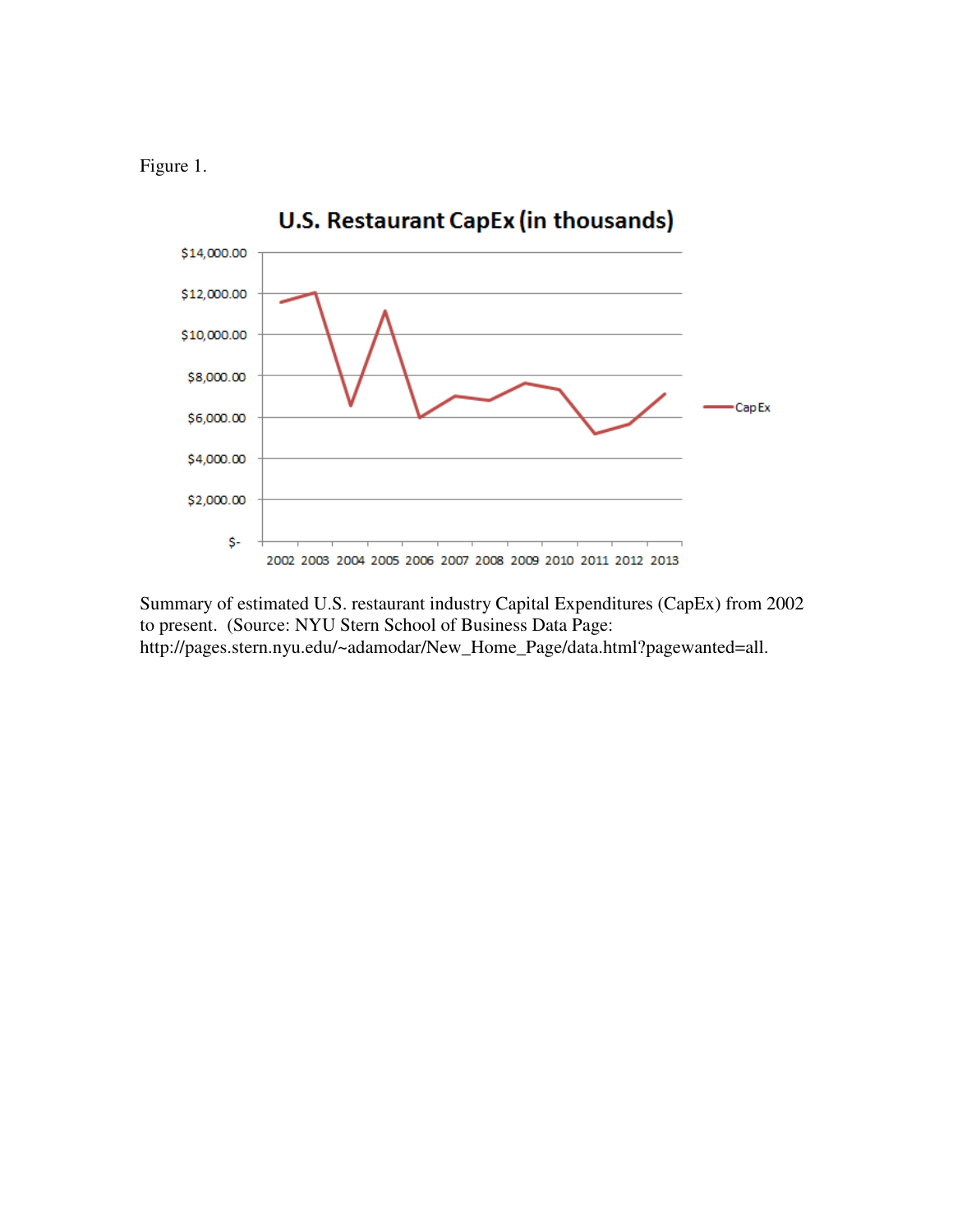Figure 1.

Summary of estimated U.S. restaurant industry Capital Expenditures (CapEx) from 2002 to present. (Source: NYU Stern School of Business Data Page: http://pages.stern.nyu.edu/~adamodar/New_Home_Page/data.html?pagewanted=all.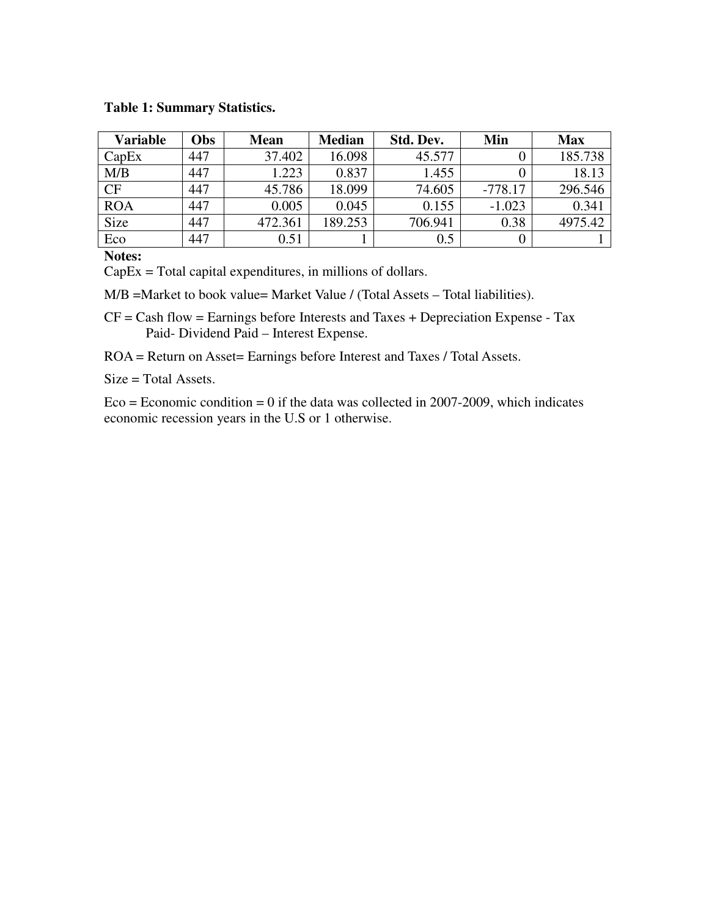**Table 1: Summary Statistics.**

| Variable | Obs | Mean | Median | Std. Dev. | Min | Max |
|---|---|---|---|---|---|---|
| CapEx | 447 | 37.402 | 16.098 | 45.577 | 0 | 185.738 |
| M/B | 447 | 1.223 | 0.837 | 1.455 | 0 | 18.13 |
| CF | 447 | 45.786 | 18.099 | 74.605 | -778.17 | 296.546 |
| ROA | 447 | 0.005 | 0.045 | 0.155 | -1.023 | 0.341 |
| Size | 447 | 472.361 | 189.253 | 706.941 | 0.38 | 4975.42 |
| Eco | 447 | 0.51 | 1 | 0.5 | 0 | 1 |

**Notes:**

CapEx = Total capital expenditures, in millions of dollars.

M/B =Market to book value= Market Value / (Total Assets – Total liabilities).

CF = Cash flow = Earnings before Interests and Taxes + Depreciation Expense - Tax Paid- Dividend Paid – Interest Expense.

ROA = Return on Asset= Earnings before Interest and Taxes / Total Assets.

Size = Total Assets.

Eco = Economic condition = 0 if the data was collected in 2007-2009, which indicates economic recession years in the U.S or 1 otherwise.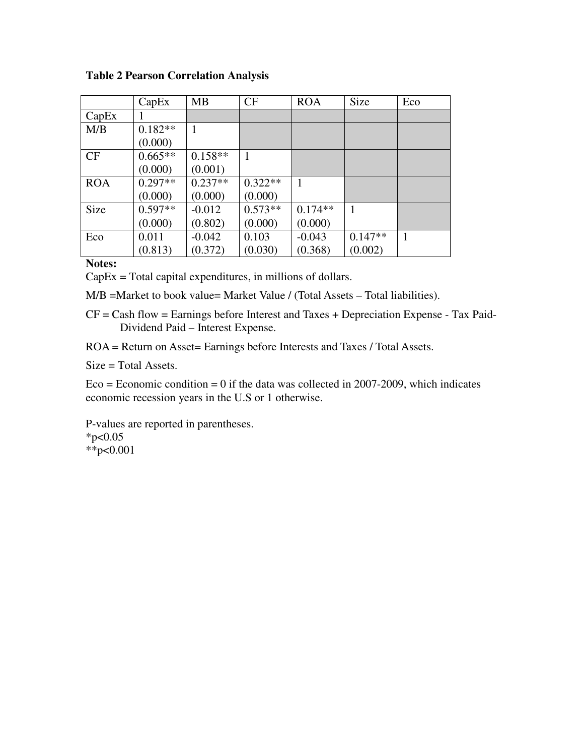**Table 2 Pearson Correlation Analysis**

| | CapEx | MB | CF | ROA | Size | Eco |
|---|---|---|---|---|---|---|
| CapEx | 1 | | | | | |
| M/B | 0.182** (0.000) | 1 | | | | |
| CF | 0.665** (0.000) | 0.158** (0.001) | 1 | | | |
| ROA | 0.297** (0.000) | 0.237** (0.000) | 0.322** (0.000) | 1 | | |
| Size | 0.597** (0.000) | -0.012 (0.802) | 0.573** (0.000) | 0.174** (0.000) | 1 | |
| Eco | 0.011 (0.813) | -0.042 (0.372) | 0.103 (0.030) | -0.043 (0.368) | 0.147** (0.002) | 1 |

**Notes:**

CapEx = Total capital expenditures, in millions of dollars.

M/B =Market to book value= Market Value / (Total Assets – Total liabilities).

CF = Cash flow = Earnings before Interest and Taxes + Depreciation Expense - Tax Paid- Dividend Paid – Interest Expense.

ROA = Return on Asset= Earnings before Interests and Taxes / Total Assets.

Size = Total Assets.

Eco = Economic condition = 0 if the data was collected in 2007-2009, which indicates economic recession years in the U.S or 1 otherwise.

P-values are reported in parentheses.

*$p<0.05$

**$p<0.001$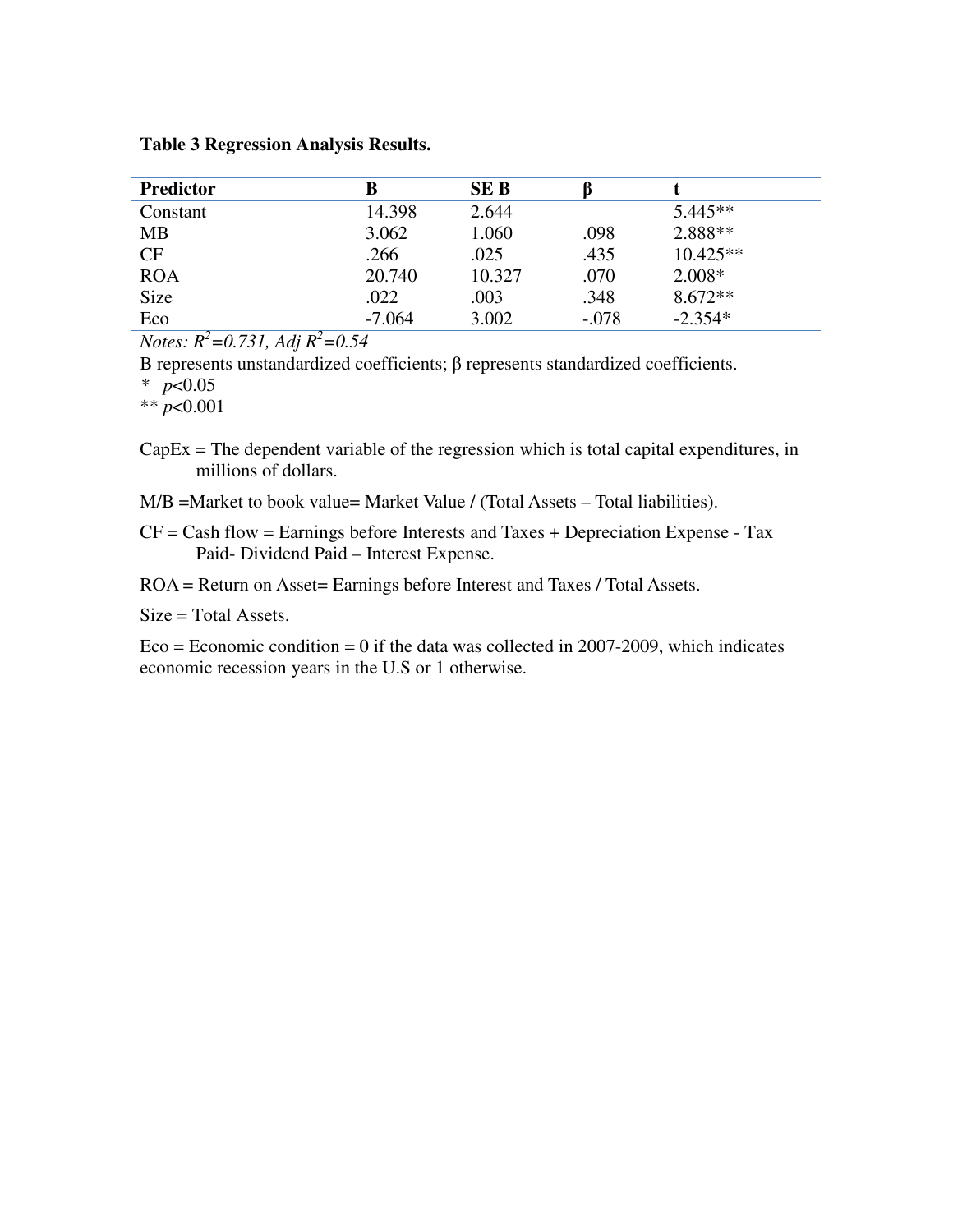**Table 3 Regression Analysis Results.**

| Predictor | B | SE B | β | t |
|---|---|---|---|---|
| Constant | 14.398 | 2.644 | | 5.445** |
| MB | 3.062 | 1.060 | .098 | 2.888** |
| CF | .266 | .025 | .435 | 10.425** |
| ROA | 20.740 | 10.327 | .070 | 2.008* |
| Size | .022 | .003 | .348 | 8.672** |
| Eco | -7.064 | 3.002 | -.078 | -2.354* |

*Notes:* $R^2=0.731$, *Adj* $R^2=0.54$

B represents unstandardized coefficients; β represents standardized coefficients.

\* $p<0.05$

\*\* $p<0.001$

CapEx = The dependent variable of the regression which is total capital expenditures, in millions of dollars.

M/B =Market to book value= Market Value / (Total Assets – Total liabilities).

CF = Cash flow = Earnings before Interests and Taxes + Depreciation Expense - Tax Paid- Dividend Paid – Interest Expense.

ROA = Return on Asset= Earnings before Interest and Taxes / Total Assets.

Size = Total Assets.

Eco = Economic condition = 0 if the data was collected in 2007-2009, which indicates economic recession years in the U.S or 1 otherwise.